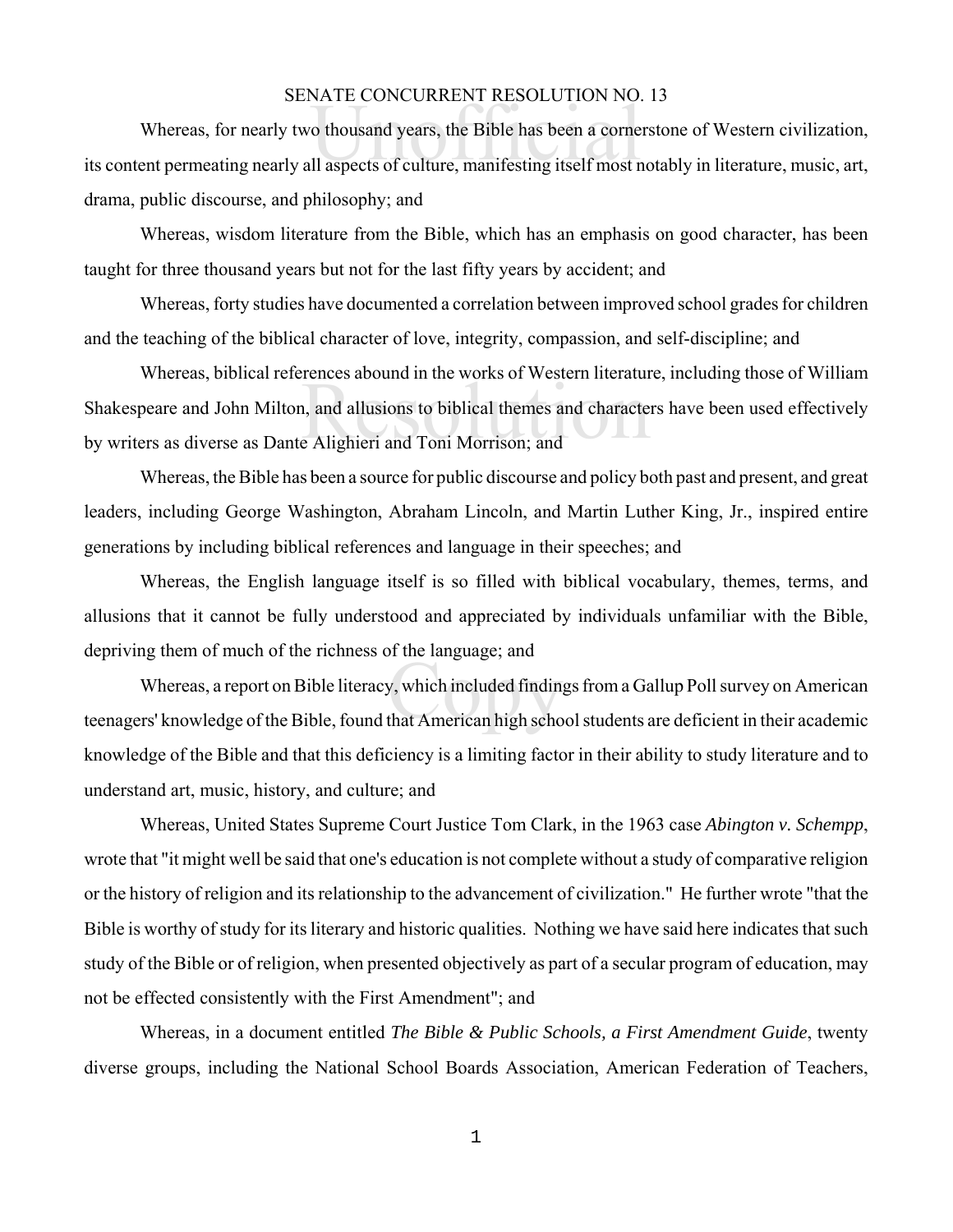# SENATE CONCURRENT RESOLUTION NO. 13

Whereas, for nearly two thousand years, the Bible has been a cornerstone of Western civilization, its content permeating nearly all aspects of culture, manifesting itself most notably in literature, music, art, drama, public discourse, and philosophy; and

Whereas, wisdom literature from the Bible, which has an emphasis on good character, has been taught for three thousand years but not for the last fifty years by accident; and

Whereas, forty studies have documented a correlation between improved school grades for children and the teaching of the biblical character of love, integrity, compassion, and self-discipline; and

Whereas, biblical references abound in the works of Western literature, including those of William Shakespeare and John Milton, and allusions to biblical themes and characters have been used effectively by writers as diverse as Dante Alighieri and Toni Morrison; and

Whereas, the Bible has been a source for public discourse and policy both past and present, and great leaders, including George Washington, Abraham Lincoln, and Martin Luther King, Jr., inspired entire generations by including biblical references and language in their speeches; and

Whereas, the English language itself is so filled with biblical vocabulary, themes, terms, and allusions that it cannot be fully understood and appreciated by individuals unfamiliar with the Bible, depriving them of much of the richness of the language; and

Whereas, a report on Bible literacy, which included findings from a Gallup Poll survey on American teenagers' knowledge of the Bible, found that American high school students are deficient in their academic knowledge of the Bible and that this deficiency is a limiting factor in their ability to study literature and to understand art, music, history, and culture; and

Whereas, United States Supreme Court Justice Tom Clark, in the 1963 case *Abington v. Schempp*, wrote that "it might well be said that one's education is not complete without a study of comparative religion or the history of religion and its relationship to the advancement of civilization." He further wrote "that the Bible is worthy of study for its literary and historic qualities. Nothing we have said here indicates that such study of the Bible or of religion, when presented objectively as part of a secular program of education, may not be effected consistently with the First Amendment"; and

Whereas, in a document entitled *The Bible & Public Schools, a First Amendment Guide*, twenty diverse groups, including the National School Boards Association, American Federation of Teachers,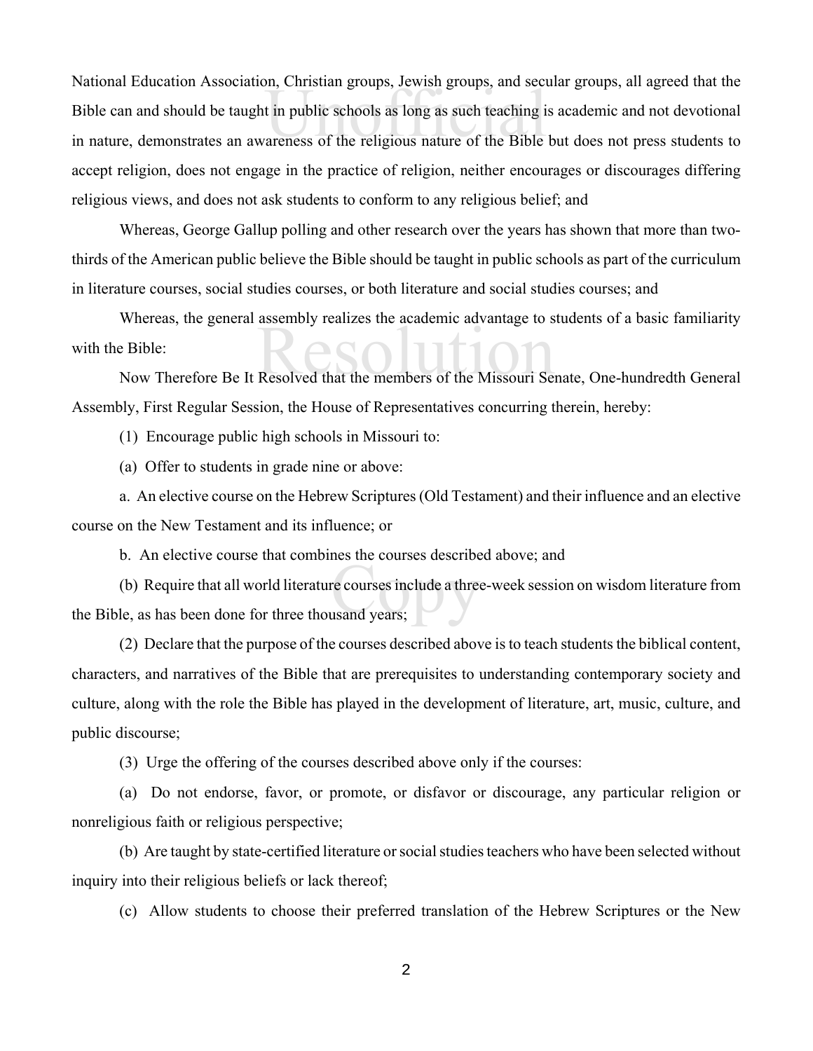National Education Association, Christian groups, Jewish groups, and secular groups, all agreed that the Bible can and should be taught in public schools as long as such teaching is academic and not devotional in nature, demonstrates an awareness of the religious nature of the Bible but does not press students to accept religion, does not engage in the practice of religion, neither encourages or discourages differing religious views, and does not ask students to conform to any religious belief; and

Whereas, George Gallup polling and other research over the years has shown that more than two-thirds of the American public believe the Bible should be taught in public schools as part of the curriculum in literature courses, social studies courses, or both literature and social studies courses; and

Whereas, the general assembly realizes the academic advantage to students of a basic familiarity with the Bible:

Now Therefore Be It Resolved that the members of the Missouri Senate, One-hundredth General Assembly, First Regular Session, the House of Representatives concurring therein, hereby:

(1) Encourage public high schools in Missouri to:

(a) Offer to students in grade nine or above:

a. An elective course on the Hebrew Scriptures (Old Testament) and their influence and an elective course on the New Testament and its influence; or

b. An elective course that combines the courses described above; and

(b) Require that all world literature courses include a three-week session on wisdom literature from the Bible, as has been done for three thousand years;

(2) Declare that the purpose of the courses described above is to teach students the biblical content, characters, and narratives of the Bible that are prerequisites to understanding contemporary society and culture, along with the role the Bible has played in the development of literature, art, music, culture, and public discourse;

(3) Urge the offering of the courses described above only if the courses:

(a) Do not endorse, favor, or promote, or disfavor or discourage, any particular religion or nonreligious faith or religious perspective;

(b) Are taught by state-certified literature or social studies teachers who have been selected without inquiry into their religious beliefs or lack thereof;

(c) Allow students to choose their preferred translation of the Hebrew Scriptures or the New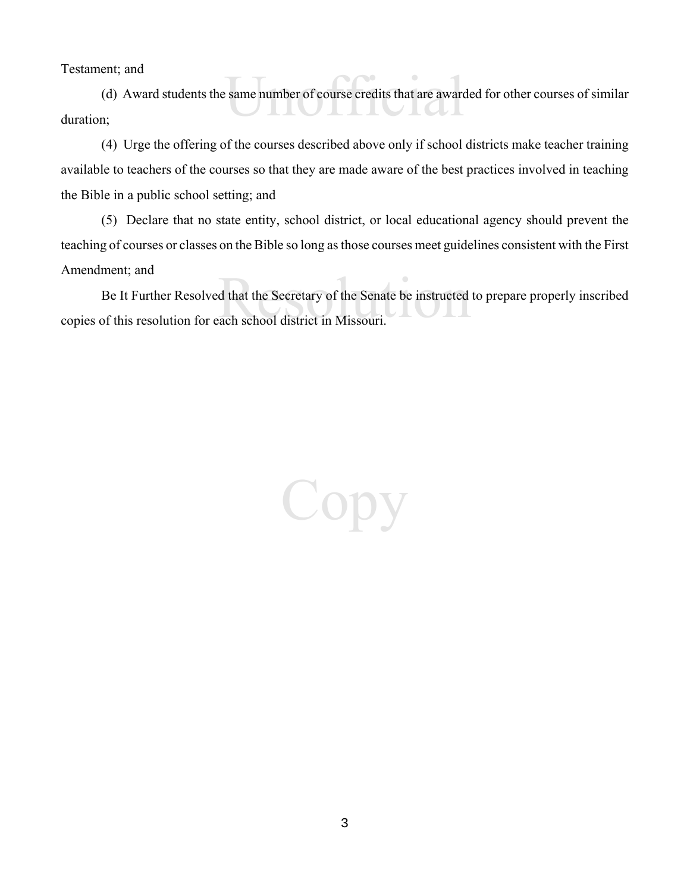Testament; and

(d) Award students the same number of course credits that are awarded for other courses of similar duration;

(4) Urge the offering of the courses described above only if school districts make teacher training available to teachers of the courses so that they are made aware of the best practices involved in teaching the Bible in a public school setting; and

(5) Declare that no state entity, school district, or local educational agency should prevent the teaching of courses or classes on the Bible so long as those courses meet guidelines consistent with the First Amendment; and

Be It Further Resolved that the Secretary of the Senate be instructed to prepare properly inscribed copies of this resolution for each school district in Missouri.